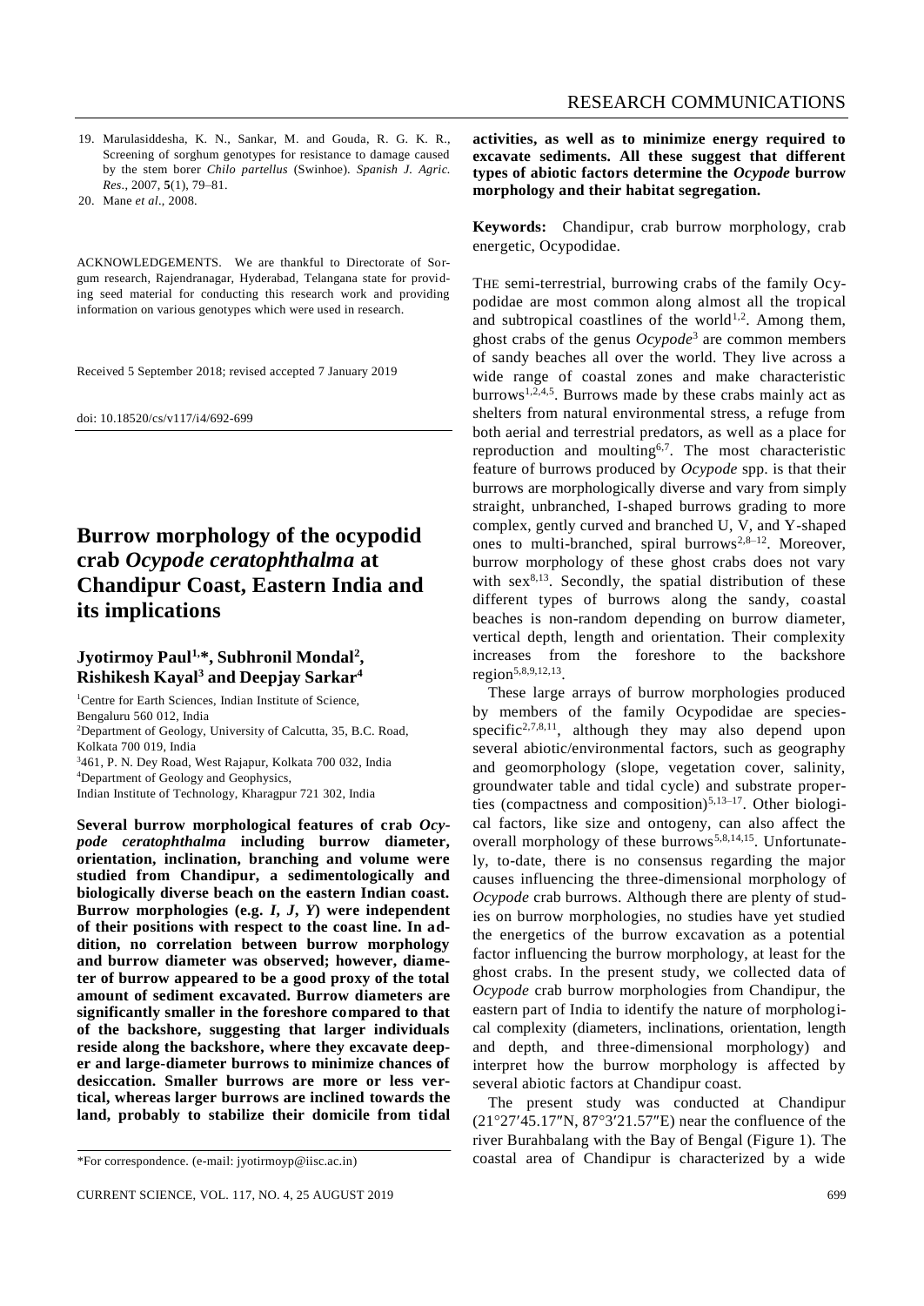19. Marulasiddesha, K. N., Sankar, M. and Gouda, R. G. K. R., Screening of sorghum genotypes for resistance to damage caused by the stem borer *Chilo partellus* (Swinhoe). *Spanish J. Agric. Res.*, 2007, **5**(1), 79–81.
20. Mane *et al.*, 2008.

ACKNOWLEDGEMENTS. We are thankful to Directorate of Sorgum research, Rajendranagar, Hyderabad, Telangana state for providing seed material for conducting this research work and providing information on various genotypes which were used in research.

Received 5 September 2018; revised accepted 7 January 2019

doi: 10.18520/cs/v117/i4/692-699

# Burrow morphology of the ocypodid crab *Ocypode ceratophthalma* at Chandipur Coast, Eastern India and its implications

**Jyotirmoy Paul[1,*], Subhronil Mondal[2], Rishikesh Kayal[3] and Deepjay Sarkar[4]**

[1]Centre for Earth Sciences, Indian Institute of Science, Bengaluru 560 012, India
[2]Department of Geology, University of Calcutta, 35, B.C. Road, Kolkata 700 019, India
[3]461, P. N. Dey Road, West Rajapur, Kolkata 700 032, India
[4]Department of Geology and Geophysics, Indian Institute of Technology, Kharagpur 721 302, India

**Several burrow morphological features of crab *Ocypode ceratophthalma* including burrow diameter, orientation, inclination, branching and volume were studied from Chandipur, a sedimentologically and biologically diverse beach on the eastern Indian coast. Burrow morphologies (e.g. *I*, *J*, *Y*) were independent of their positions with respect to the coast line. In addition, no correlation between burrow morphology and burrow diameter was observed; however, diameter of burrow appeared to be a good proxy of the total amount of sediment excavated. Burrow diameters are significantly smaller in the foreshore compared to that of the backshore, suggesting that larger individuals reside along the backshore, where they excavate deeper and large-diameter burrows to minimize chances of desiccation. Smaller burrows are more or less vertical, whereas larger burrows are inclined towards the land, probably to stabilize their domicile from tidal activities, as well as to minimize energy required to excavate sediments. All these suggest that different types of abiotic factors determine the *Ocypode* burrow morphology and their habitat segregation.**

\*For correspondence. (e-mail: jyotirmoyp@iisc.ac.in)

**Keywords:** Chandipur, crab burrow morphology, crab energetic, Ocypodidae.

THE semi-terrestrial, burrowing crabs of the family Ocypodidae are most common along almost all the tropical and subtropical coastlines of the world[1,2]. Among them, ghost crabs of the genus *Ocypode*[3] are common members of sandy beaches all over the world. They live across a wide range of coastal zones and make characteristic burrows[1,2,4,5]. Burrows made by these crabs mainly act as shelters from natural environmental stress, a refuge from both aerial and terrestrial predators, as well as a place for reproduction and moulting[6,7]. The most characteristic feature of burrows produced by *Ocypode* spp. is that their burrows are morphologically diverse and vary from simply straight, unbranched, I-shaped burrows grading to more complex, gently curved and branched U, V, and Y-shaped ones to multi-branched, spiral burrows[2,8–12]. Moreover, burrow morphology of these ghost crabs does not vary with sex[8,13]. Secondly, the spatial distribution of these different types of burrows along the sandy, coastal beaches is non-random depending on burrow diameter, vertical depth, length and orientation. Their complexity increases from the foreshore to the backshore region[5,8,9,12,13].

These large arrays of burrow morphologies produced by members of the family Ocypodidae are species-specific[2,7,8,11], although they may also depend upon several abiotic/environmental factors, such as geography and geomorphology (slope, vegetation cover, salinity, groundwater table and tidal cycle) and substrate properties (compactness and composition)[5,13–17]. Other biological factors, like size and ontogeny, can also affect the overall morphology of these burrows[5,8,14,15]. Unfortunately, to-date, there is no consensus regarding the major causes influencing the three-dimensional morphology of *Ocypode* crab burrows. Although there are plenty of studies on burrow morphologies, no studies have yet studied the energetics of the burrow excavation as a potential factor influencing the burrow morphology, at least for the ghost crabs. In the present study, we collected data of *Ocypode* crab burrow morphologies from Chandipur, the eastern part of India to identify the nature of morphological complexity (diameters, inclinations, orientation, length and depth, and three-dimensional morphology) and interpret how the burrow morphology is affected by several abiotic factors at Chandipur coast.

The present study was conducted at Chandipur (21°27′45.17″N, 87°3′21.57″E) near the confluence of the river Burahbalang with the Bay of Bengal (Figure 1). The coastal area of Chandipur is characterized by a wide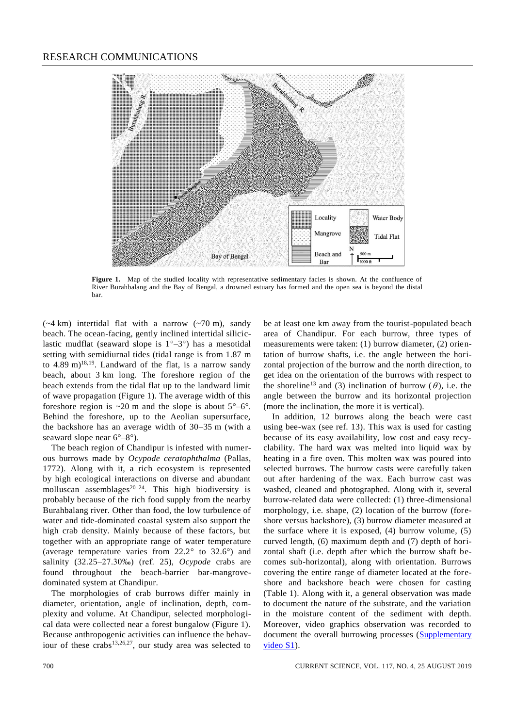Map labels: Burahbalang R. — Burahbalang R. — Forest Bungalow — Bay of Bengal — Locality — Water Body — Mangrove — Tidal Flat — Beach and Bar — N — 500 m — 1000 ft

**Figure 1.** Map of the studied locality with representative sedimentary facies is shown. At the confluence of River Burahbalang and the Bay of Bengal, a drowned estuary has formed and the open sea is beyond the distal bar.

(~4 km) intertidal flat with a narrow (~70 m), sandy beach. The ocean-facing, gently inclined intertidal siliciclastic mudflat (seaward slope is 1°–3°) has a mesotidal setting with semidiurnal tides (tidal range is from 1.87 m to 4.89 m)[18,19]. Landward of the flat, is a narrow sandy beach, about 3 km long. The foreshore region of the beach extends from the tidal flat up to the landward limit of wave propagation (Figure 1). The average width of this foreshore region is ~20 m and the slope is about 5°–6°. Behind the foreshore, up to the Aeolian supersurface, the backshore has an average width of 30–35 m (with a seaward slope near 6°–8°).

The beach region of Chandipur is infested with numerous burrows made by *Ocypode ceratophthalma* (Pallas, 1772). Along with it, a rich ecosystem is represented by high ecological interactions on diverse and abundant molluscan assemblages[20–24]. This high biodiversity is probably because of the rich food supply from the nearby Burahbalang river. Other than food, the low turbulence of water and tide-dominated coastal system also support the high crab density. Mainly because of these factors, but together with an appropriate range of water temperature (average temperature varies from 22.2° to 32.6°) and salinity (32.25–27.30‰) (ref. 25), *Ocypode* crabs are found throughout the beach-barrier bar-mangrove-dominated system at Chandipur.

The morphologies of crab burrows differ mainly in diameter, orientation, angle of inclination, depth, complexity and volume. At Chandipur, selected morphological data were collected near a forest bungalow (Figure 1). Because anthropogenic activities can influence the behaviour of these crabs[13,26,27], our study area was selected to be at least one km away from the tourist-populated beach area of Chandipur. For each burrow, three types of measurements were taken: (1) burrow diameter, (2) orientation of burrow shafts, i.e. the angle between the horizontal projection of the burrow and the north direction, to get idea on the orientation of the burrows with respect to the shoreline[13] and (3) inclination of burrow ($\theta$), i.e. the angle between the burrow and its horizontal projection (more the inclination, the more it is vertical).

In addition, 12 burrows along the beach were cast using bee-wax (see ref. 13). This wax is used for casting because of its easy availability, low cost and easy recyclability. The hard wax was melted into liquid wax by heating in a fire oven. This molten wax was poured into selected burrows. The burrow casts were carefully taken out after hardening of the wax. Each burrow cast was washed, cleaned and photographed. Along with it, several burrow-related data were collected: (1) three-dimensional morphology, i.e. shape, (2) location of the burrow (foreshore versus backshore), (3) burrow diameter measured at the surface where it is exposed, (4) burrow volume, (5) curved length, (6) maximum depth and (7) depth of horizontal shaft (i.e. depth after which the burrow shaft becomes sub-horizontal), along with orientation. Burrows covering the entire range of diameter located at the foreshore and backshore beach were chosen for casting (Table 1). Along with it, a general observation was made to document the nature of the substrate, and the variation in the moisture content of the sediment with depth. Moreover, video graphics observation was recorded to document the overall burrowing processes (Supplementary video S1).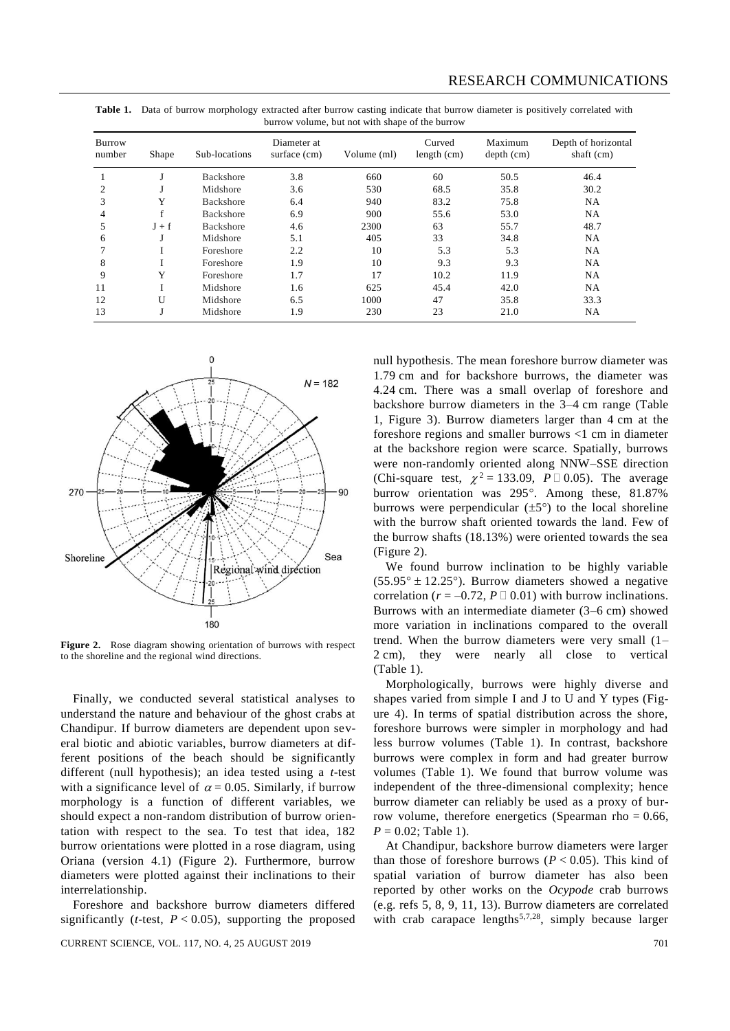**Table 1.** Data of burrow morphology extracted after burrow casting indicate that burrow diameter is positively correlated with burrow volume, but not with shape of the burrow

| Burrow number | Shape | Sub-locations | Diameter at surface (cm) | Volume (ml) | Curved length (cm) | Maximum depth (cm) | Depth of horizontal shaft (cm) |
|---|---|---|---|---|---|---|---|
| 1 | J | Backshore | 3.8 | 660 | 60 | 50.5 | 46.4 |
| 2 | J | Midshore | 3.6 | 530 | 68.5 | 35.8 | 30.2 |
| 3 | Y | Backshore | 6.4 | 940 | 83.2 | 75.8 | NA |
| 4 | f | Backshore | 6.9 | 900 | 55.6 | 53.0 | NA |
| 5 | J + f | Backshore | 4.6 | 2300 | 63 | 55.7 | 48.7 |
| 6 | J | Midshore | 5.1 | 405 | 33 | 34.8 | NA |
| 7 | I | Foreshore | 2.2 | 10 | 5.3 | 5.3 | NA |
| 8 | I | Foreshore | 1.9 | 10 | 9.3 | 9.3 | NA |
| 9 | Y | Foreshore | 1.7 | 17 | 10.2 | 11.9 | NA |
| 11 | I | Midshore | 1.6 | 625 | 45.4 | 42.0 | NA |
| 12 | U | Midshore | 6.5 | 1000 | 47 | 35.8 | 33.3 |
| 13 | J | Midshore | 1.9 | 230 | 23 | 21.0 | NA |

0

$N = 182$

270

90

180

Shoreline

Sea

Regional wind direction

**Figure 2.** Rose diagram showing orientation of burrows with respect to the shoreline and the regional wind directions.

Finally, we conducted several statistical analyses to understand the nature and behaviour of the ghost crabs at Chandipur. If burrow diameters are dependent upon several biotic and abiotic variables, burrow diameters at different positions of the beach should be significantly different (null hypothesis); an idea tested using a *t*-test with a significance level of $\alpha = 0.05$. Similarly, if burrow morphology is a function of different variables, we should expect a non-random distribution of burrow orientation with respect to the sea. To test that idea, 182 burrow orientations were plotted in a rose diagram, using Oriana (version 4.1) (Figure 2). Furthermore, burrow diameters were plotted against their inclinations to their interrelationship.

Foreshore and backshore burrow diameters differed significantly (*t*-test, $P < 0.05$), supporting the proposed null hypothesis. The mean foreshore burrow diameter was 1.79 cm and for backshore burrows, the diameter was 4.24 cm. There was a small overlap of foreshore and backshore burrow diameters in the 3–4 cm range (Table 1, Figure 3). Burrow diameters larger than 4 cm at the foreshore regions and smaller burrows <1 cm in diameter at the backshore region were scarce. Spatially, burrows were non-randomly oriented along NNW–SSE direction (Chi-square test, $\chi^2 = 133.09$, $P \ll 0.05$). The average burrow orientation was 295°. Among these, 81.87% burrows were perpendicular (±5°) to the local shoreline with the burrow shaft oriented towards the land. Few of the burrow shafts (18.13%) were oriented towards the sea (Figure 2).

We found burrow inclination to be highly variable (55.95° ± 12.25°). Burrow diameters showed a negative correlation ($r = -0.72$, $P \ll 0.01$) with burrow inclinations. Burrows with an intermediate diameter (3–6 cm) showed more variation in inclinations compared to the overall trend. When the burrow diameters were very small (1–2 cm), they were nearly all close to vertical (Table 1).

Morphologically, burrows were highly diverse and shapes varied from simple I and J to U and Y types (Figure 4). In terms of spatial distribution across the shore, foreshore burrows were simpler in morphology and had less burrow volumes (Table 1). In contrast, backshore burrows were complex in form and had greater burrow volumes (Table 1). We found that burrow volume was independent of the three-dimensional complexity; hence burrow diameter can reliably be used as a proxy of burrow volume, therefore energetics (Spearman rho = 0.66, $P = 0.02$; Table 1).

At Chandipur, backshore burrow diameters were larger than those of foreshore burrows ($P < 0.05$). This kind of spatial variation of burrow diameter has also been reported by other works on the *Ocypode* crab burrows (e.g. refs 5, 8, 9, 11, 13). Burrow diameters are correlated with crab carapace lengths[5,7,28], simply because larger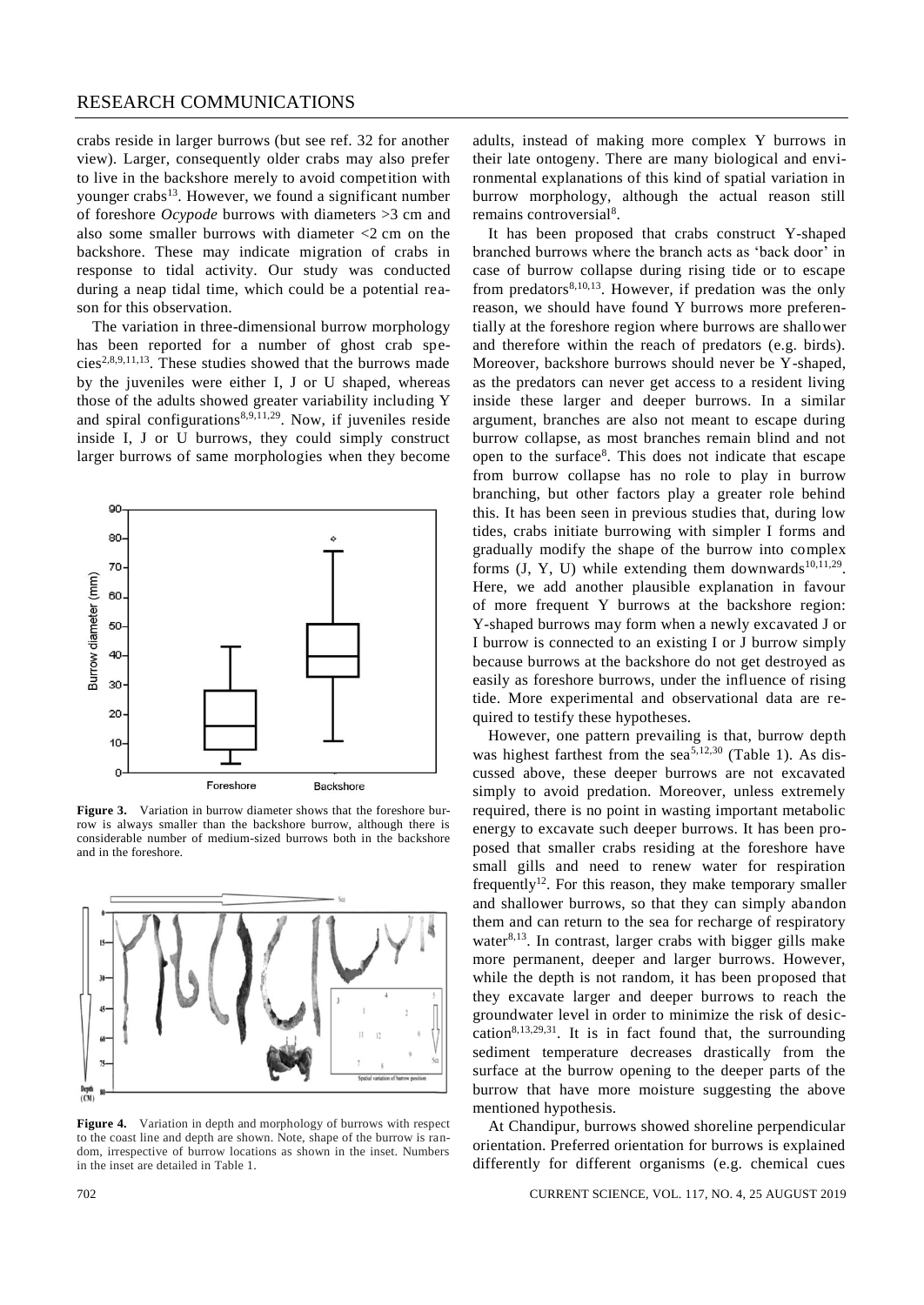crabs reside in larger burrows (but see ref. 32 for another view). Larger, consequently older crabs may also prefer to live in the backshore merely to avoid competition with younger crabs[13]. However, we found a significant number of foreshore *Ocypode* burrows with diameters >3 cm and also some smaller burrows with diameter <2 cm on the backshore. These may indicate migration of crabs in response to tidal activity. Our study was conducted during a neap tidal time, which could be a potential reason for this observation.

The variation in three-dimensional burrow morphology has been reported for a number of ghost crab species[2,8,9,11,13]. These studies showed that the burrows made by the juveniles were either I, J or U shaped, whereas those of the adults showed greater variability including Y and spiral configurations[8,9,11,29]. Now, if juveniles reside inside I, J or U burrows, they could simply construct larger burrows of same morphologies when they become

Burrow diameter (mm)

90
80
70
60
50
40
30
20
10
0

Foreshore
Backshore

**Figure 3.** Variation in burrow diameter shows that the foreshore burrow is always smaller than the backshore burrow, although there is considerable number of medium-sized burrows both in the backshore and in the foreshore.

Sea

Depth (CM)

0
15
30
45
60
75
80

Spatial variation of burrow position

**Figure 4.** Variation in depth and morphology of burrows with respect to the coast line and depth are shown. Note, shape of the burrow is random, irrespective of burrow locations as shown in the inset. Numbers in the inset are detailed in Table 1.

adults, instead of making more complex Y burrows in their late ontogeny. There are many biological and environmental explanations of this kind of spatial variation in burrow morphology, although the actual reason still remains controversial[8].

It has been proposed that crabs construct Y-shaped branched burrows where the branch acts as 'back door' in case of burrow collapse during rising tide or to escape from predators[8,10,13]. However, if predation was the only reason, we should have found Y burrows more preferentially at the foreshore region where burrows are shallower and therefore within the reach of predators (e.g. birds). Moreover, backshore burrows should never be Y-shaped, as the predators can never get access to a resident living inside these larger and deeper burrows. In a similar argument, branches are also not meant to escape during burrow collapse, as most branches remain blind and not open to the surface[8]. This does not indicate that escape from burrow collapse has no role to play in burrow branching, but other factors play a greater role behind this. It has been seen in previous studies that, during low tides, crabs initiate burrowing with simpler I forms and gradually modify the shape of the burrow into complex forms (J, Y, U) while extending them downwards[10,11,29]. Here, we add another plausible explanation in favour of more frequent Y burrows at the backshore region: Y-shaped burrows may form when a newly excavated J or I burrow is connected to an existing I or J burrow simply because burrows at the backshore do not get destroyed as easily as foreshore burrows, under the influence of rising tide. More experimental and observational data are required to testify these hypotheses.

However, one pattern prevailing is that, burrow depth was highest farthest from the sea[5,12,30] (Table 1). As discussed above, these deeper burrows are not excavated simply to avoid predation. Moreover, unless extremely required, there is no point in wasting important metabolic energy to excavate such deeper burrows. It has been proposed that smaller crabs residing at the foreshore have small gills and need to renew water for respiration frequently[12]. For this reason, they make temporary smaller and shallower burrows, so that they can simply abandon them and can return to the sea for recharge of respiratory water[8,13]. In contrast, larger crabs with bigger gills make more permanent, deeper and larger burrows. However, while the depth is not random, it has been proposed that they excavate larger and deeper burrows to reach the groundwater level in order to minimize the risk of desiccation[8,13,29,31]. It is in fact found that, the surrounding sediment temperature decreases drastically from the surface at the burrow opening to the deeper parts of the burrow that have more moisture suggesting the above mentioned hypothesis.

At Chandipur, burrows showed shoreline perpendicular orientation. Preferred orientation for burrows is explained differently for different organisms (e.g. chemical cues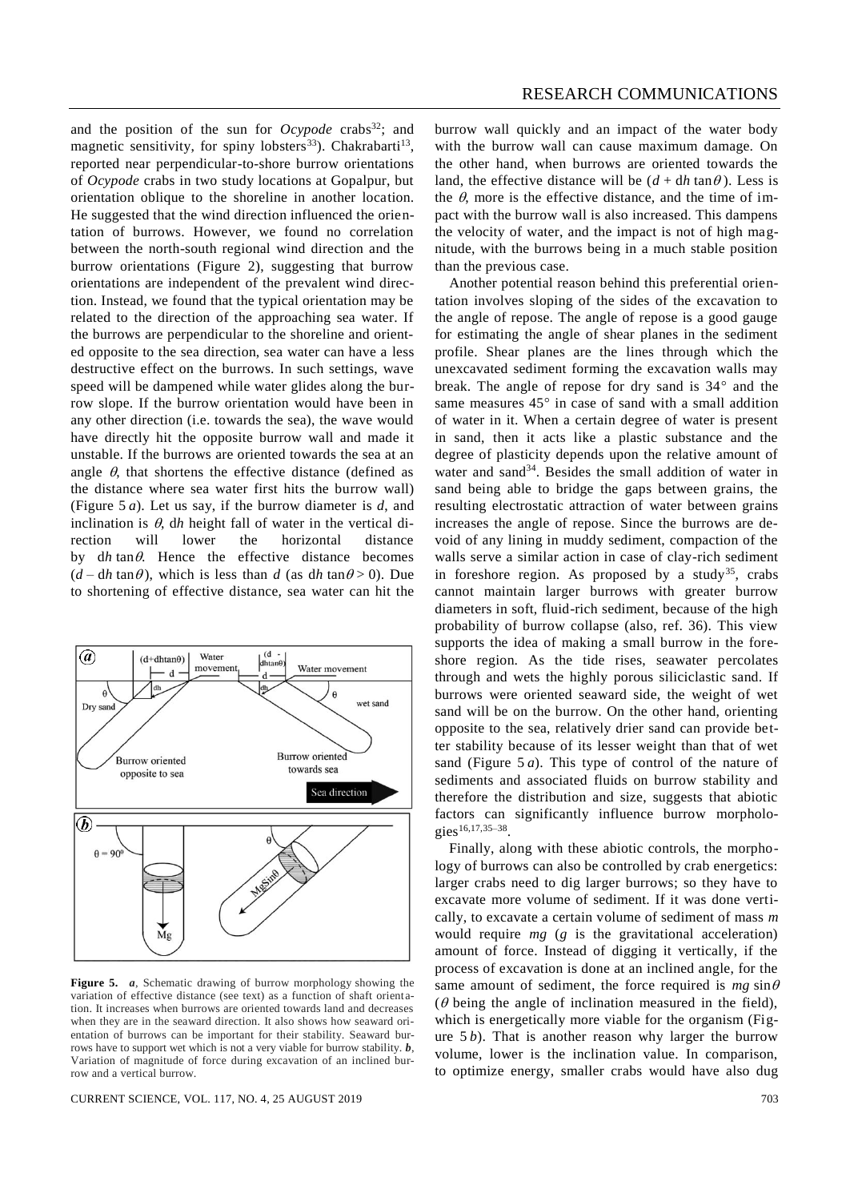and the position of the sun for *Ocypode* crabs[32]; and magnetic sensitivity, for spiny lobsters[33]). Chakrabarti[13], reported near perpendicular-to-shore burrow orientations of *Ocypode* crabs in two study locations at Gopalpur, but orientation oblique to the shoreline in another location. He suggested that the wind direction influenced the orientation of burrows. However, we found no correlation between the north-south regional wind direction and the burrow orientations (Figure 2), suggesting that burrow orientations are independent of the prevalent wind direction. Instead, we found that the typical orientation may be related to the direction of the approaching sea water. If the burrows are perpendicular to the shoreline and oriented opposite to the sea direction, sea water can have a less destructive effect on the burrows. In such settings, wave speed will be dampened while water glides along the burrow slope. If the burrow orientation would have been in any other direction (i.e. towards the sea), the wave would have directly hit the opposite burrow wall and made it unstable. If the burrows are oriented towards the sea at an angle $\theta$, that shortens the effective distance (defined as the distance where sea water first hits the burrow wall) (Figure 5 *a*). Let us say, if the burrow diameter is $d$, and inclination is $\theta$, d$h$ height fall of water in the vertical direction will lower the horizontal distance by $\mathrm{d}h \tan\theta$. Hence the effective distance becomes $(d - \mathrm{d}h \tan\theta)$, which is less than $d$ (as $\mathrm{d}h \tan\theta > 0$). Due to shortening of effective distance, sea water can hit the burrow wall quickly and an impact of the water body with the burrow wall can cause maximum damage. On the other hand, when burrows are oriented towards the land, the effective distance will be $(d + \mathrm{d}h \tan\theta)$. Less is the $\theta$, more is the effective distance, and the time of impact with the burrow wall is also increased. This dampens the velocity of water, and the impact is not of high magnitude, with the burrows being in a much stable position than the previous case.

(d+dhtanθ)
d
dh
θ
Dry sand
Water movement
(d - dhtanθ)
d
dh
Water movement
θ
wet sand
Burrow oriented opposite to sea
Burrow oriented towards sea
Sea direction

θ = 90°
Mg
θ
MgSinθ

**Figure 5.** *a*, Schematic drawing of burrow morphology showing the variation of effective distance (see text) as a function of shaft orientation. It increases when burrows are oriented towards land and decreases when they are in the seaward direction. It also shows how seaward orientation of burrows can be important for their stability. Seaward burrows have to support wet which is not a very viable for burrow stability. ***b***, Variation of magnitude of force during excavation of an inclined burrow and a vertical burrow.

Another potential reason behind this preferential orientation involves sloping of the sides of the excavation to the angle of repose. The angle of repose is a good gauge for estimating the angle of shear planes in the sediment profile. Shear planes are the lines through which the unexcavated sediment forming the excavation walls may break. The angle of repose for dry sand is 34° and the same measures 45° in case of sand with a small addition of water in it. When a certain degree of water is present in sand, then it acts like a plastic substance and the degree of plasticity depends upon the relative amount of water and sand[34]. Besides the small addition of water in sand being able to bridge the gaps between grains, the resulting electrostatic attraction of water between grains increases the angle of repose. Since the burrows are devoid of any lining in muddy sediment, compaction of the walls serve a similar action in case of clay-rich sediment in foreshore region. As proposed by a study[35], crabs cannot maintain larger burrows with greater burrow diameters in soft, fluid-rich sediment, because of the high probability of burrow collapse (also, ref. 36). This view supports the idea of making a small burrow in the foreshore region. As the tide rises, seawater percolates through and wets the highly porous siliciclastic sand. If burrows were oriented seaward side, the weight of wet sand will be on the burrow. On the other hand, orienting opposite to the sea, relatively drier sand can provide better stability because of its lesser weight than that of wet sand (Figure 5 *a*). This type of control of the nature of sediments and associated fluids on burrow stability and therefore the distribution and size, suggests that abiotic factors can significantly influence burrow morphologies[16,17,35–38].

Finally, along with these abiotic controls, the morphology of burrows can also be controlled by crab energetics: larger crabs need to dig larger burrows; so they have to excavate more volume of sediment. If it was done vertically, to excavate a certain volume of sediment of mass $m$ would require $mg$ ($g$ is the gravitational acceleration) amount of force. Instead of digging it vertically, if the process of excavation is done at an inclined angle, for the same amount of sediment, the force required is $mg \sin\theta$ ($\theta$ being the angle of inclination measured in the field), which is energetically more viable for the organism (Figure 5 *b*). That is another reason why larger the burrow volume, lower is the inclination value. In comparison, to optimize energy, smaller crabs would have also dug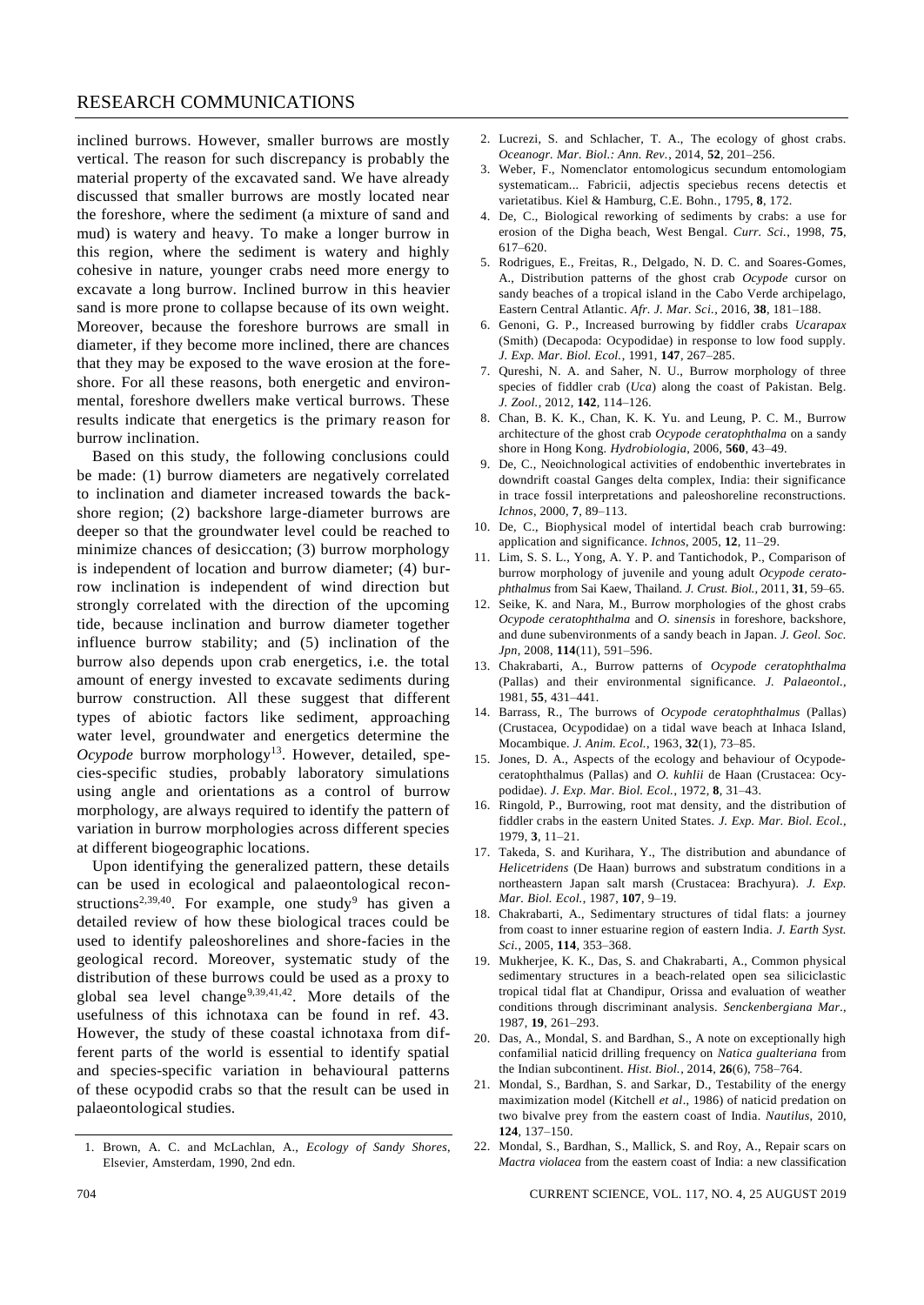inclined burrows. However, smaller burrows are mostly vertical. The reason for such discrepancy is probably the material property of the excavated sand. We have already discussed that smaller burrows are mostly located near the foreshore, where the sediment (a mixture of sand and mud) is watery and heavy. To make a longer burrow in this region, where the sediment is watery and highly cohesive in nature, younger crabs need more energy to excavate a long burrow. Inclined burrow in this heavier sand is more prone to collapse because of its own weight. Moreover, because the foreshore burrows are small in diameter, if they become more inclined, there are chances that they may be exposed to the wave erosion at the foreshore. For all these reasons, both energetic and environmental, foreshore dwellers make vertical burrows. These results indicate that energetics is the primary reason for burrow inclination.

Based on this study, the following conclusions could be made: (1) burrow diameters are negatively correlated to inclination and diameter increased towards the backshore region; (2) backshore large-diameter burrows are deeper so that the groundwater level could be reached to minimize chances of desiccation; (3) burrow morphology is independent of location and burrow diameter; (4) burrow inclination is independent of wind direction but strongly correlated with the direction of the upcoming tide, because inclination and burrow diameter together influence burrow stability; and (5) inclination of the burrow also depends upon crab energetics, i.e. the total amount of energy invested to excavate sediments during burrow construction. All these suggest that different types of abiotic factors like sediment, approaching water level, groundwater and energetics determine the *Ocypode* burrow morphology[13]. However, detailed, species-specific studies, probably laboratory simulations using angle and orientations as a control of burrow morphology, are always required to identify the pattern of variation in burrow morphologies across different species at different biogeographic locations.

Upon identifying the generalized pattern, these details can be used in ecological and palaeontological reconstructions[2,39,40]. For example, one study[9] has given a detailed review of how these biological traces could be used to identify paleoshorelines and shore-facies in the geological record. Moreover, systematic study of the distribution of these burrows could be used as a proxy to global sea level change[9,39,41,42]. More details of the usefulness of this ichnotaxa can be found in ref. 43. However, the study of these coastal ichnotaxa from different parts of the world is essential to identify spatial and species-specific variation in behavioural patterns of these ocypodid crabs so that the result can be used in palaeontological studies.

1. Brown, A. C. and McLachlan, A., *Ecology of Sandy Shores*, Elsevier, Amsterdam, 1990, 2nd edn.
2. Lucrezi, S. and Schlacher, T. A., The ecology of ghost crabs. *Oceanogr. Mar. Biol.: Ann. Rev.*, 2014, **52**, 201–256.
3. Weber, F., Nomenclator entomologicus secundum entomologiam systematicam... Fabricii, adjectis speciebus recens detectis et varietatibus. Kiel & Hamburg, C.E. Bohn., 1795, **8**, 172.
4. De, C., Biological reworking of sediments by crabs: a use for erosion of the Digha beach, West Bengal. *Curr. Sci.*, 1998, **75**, 617–620.
5. Rodrigues, E., Freitas, R., Delgado, N. D. C. and Soares-Gomes, A., Distribution patterns of the ghost crab *Ocypode* cursor on sandy beaches of a tropical island in the Cabo Verde archipelago, Eastern Central Atlantic. *Afr. J. Mar. Sci.*, 2016, **38**, 181–188.
6. Genoni, G. P., Increased burrowing by fiddler crabs *Ucarapax* (Smith) (Decapoda: Ocypodidae) in response to low food supply. *J. Exp. Mar. Biol. Ecol.*, 1991, **147**, 267–285.
7. Qureshi, N. A. and Saher, N. U., Burrow morphology of three species of fiddler crab (*Uca*) along the coast of Pakistan. Belg. *J. Zool.*, 2012, **142**, 114–126.
8. Chan, B. K. K., Chan, K. K. Yu. and Leung, P. C. M., Burrow architecture of the ghost crab *Ocypode ceratophthalma* on a sandy shore in Hong Kong. *Hydrobiologia*, 2006, **560**, 43–49.
9. De, C., Neoichnological activities of endobenthic invertebrates in downdrift coastal Ganges delta complex, India: their significance in trace fossil interpretations and paleoshoreline reconstructions. *Ichnos*, 2000, **7**, 89–113.
10. De, C., Biophysical model of intertidal beach crab burrowing: application and significance. *Ichnos*, 2005, **12**, 11–29.
11. Lim, S. S. L., Yong, A. Y. P. and Tantichodok, P., Comparison of burrow morphology of juvenile and young adult *Ocypode ceratophthalmus* from Sai Kaew, Thailand. *J. Crust. Biol.*, 2011, **31**, 59–65.
12. Seike, K. and Nara, M., Burrow morphologies of the ghost crabs *Ocypode ceratophthalma* and *O. sinensis* in foreshore, backshore, and dune subenvironments of a sandy beach in Japan. *J. Geol. Soc. Jpn*, 2008, **114**(11), 591–596.
13. Chakrabarti, A., Burrow patterns of *Ocypode ceratophthalma* (Pallas) and their environmental significance. *J. Palaeontol.*, 1981, **55**, 431–441.
14. Barrass, R., The burrows of *Ocypode ceratophthalmus* (Pallas) (Crustacea, Ocypodidae) on a tidal wave beach at Inhaca Island, Mocambique. *J. Anim. Ecol.*, 1963, **32**(1), 73–85.
15. Jones, D. A., Aspects of the ecology and behaviour of Ocypodeceratophthalmus (Pallas) and *O. kuhlii* de Haan (Crustacea: Ocypodidae). *J. Exp. Mar. Biol. Ecol.*, 1972, **8**, 31–43.
16. Ringold, P., Burrowing, root mat density, and the distribution of fiddler crabs in the eastern United States. *J. Exp. Mar. Biol. Ecol.*, 1979, **3**, 11–21.
17. Takeda, S. and Kurihara, Y., The distribution and abundance of *Helicetridens* (De Haan) burrows and substratum conditions in a northeastern Japan salt marsh (Crustacea: Brachyura). *J. Exp. Mar. Biol. Ecol.*, 1987, **107**, 9–19.
18. Chakrabarti, A., Sedimentary structures of tidal flats: a journey from coast to inner estuarine region of eastern India. *J. Earth Syst. Sci.*, 2005, **114**, 353–368.
19. Mukherjee, K. K., Das, S. and Chakrabarti, A., Common physical sedimentary structures in a beach-related open sea siliciclastic tropical tidal flat at Chandipur, Orissa and evaluation of weather conditions through discriminant analysis. *Senckenbergiana Mar.*, 1987, **19**, 261–293.
20. Das, A., Mondal, S. and Bardhan, S., A note on exceptionally high confamilial naticid drilling frequency on *Natica gualteriana* from the Indian subcontinent. *Hist. Biol.*, 2014, **26**(6), 758–764.
21. Mondal, S., Bardhan, S. and Sarkar, D., Testability of the energy maximization model (Kitchell *et al*., 1986) of naticid predation on two bivalve prey from the eastern coast of India. *Nautilus*, 2010, **124**, 137–150.
22. Mondal, S., Bardhan, S., Mallick, S. and Roy, A., Repair scars on *Mactra violacea* from the eastern coast of India: a new classification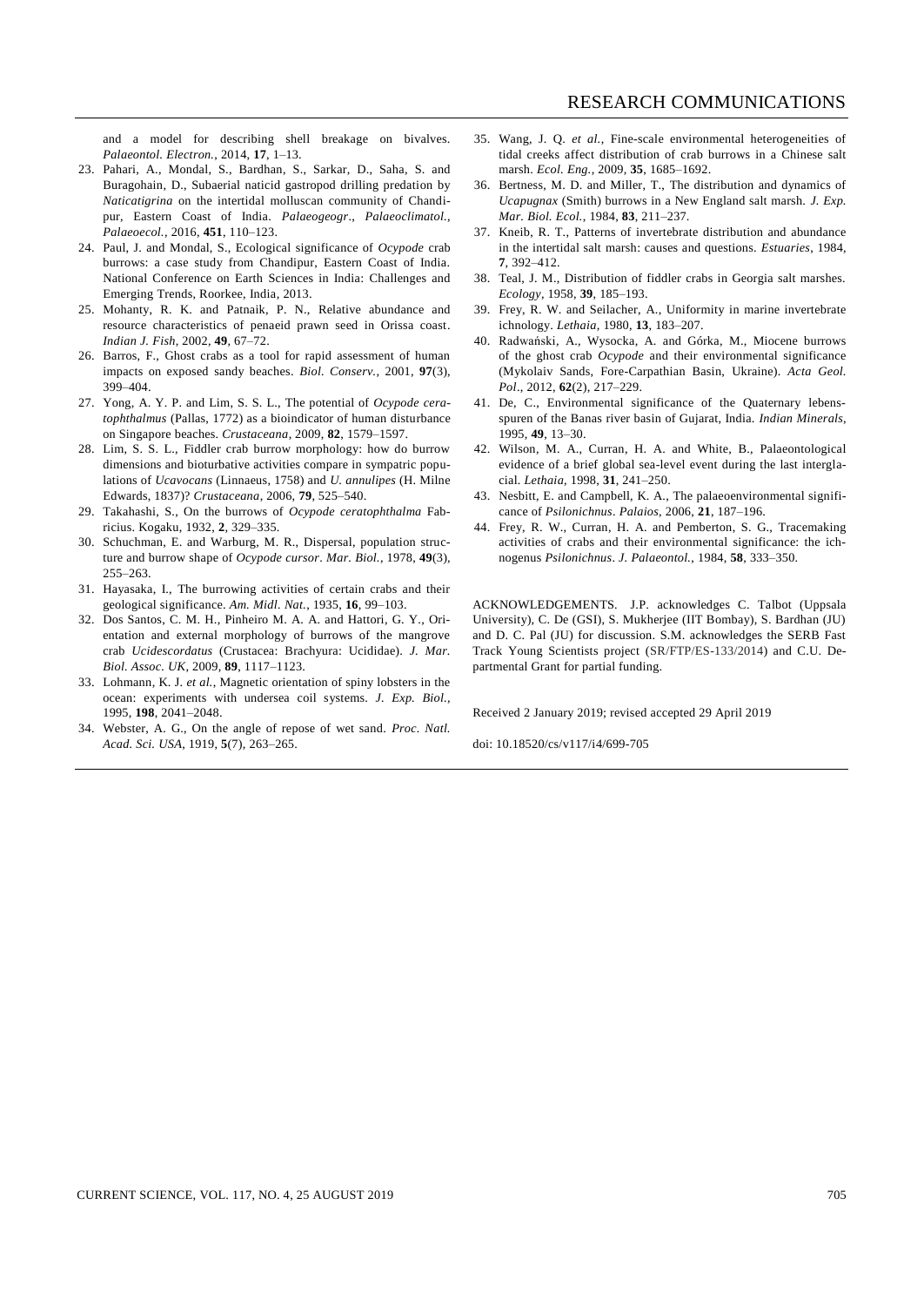and a model for describing shell breakage on bivalves. *Palaeontol. Electron.*, 2014, **17**, 1–13.

23. Pahari, A., Mondal, S., Bardhan, S., Sarkar, D., Saha, S. and Buragohain, D., Subaerial naticid gastropod drilling predation by *Naticatigrina* on the intertidal molluscan community of Chandipur, Eastern Coast of India. *Palaeogeogr*., *Palaeoclimatol.*, *Palaeoecol.*, 2016, **451**, 110–123.
24. Paul, J. and Mondal, S., Ecological significance of *Ocypode* crab burrows: a case study from Chandipur, Eastern Coast of India. National Conference on Earth Sciences in India: Challenges and Emerging Trends, Roorkee, India, 2013.
25. Mohanty, R. K. and Patnaik, P. N., Relative abundance and resource characteristics of penaeid prawn seed in Orissa coast. *Indian J. Fish*, 2002, **49**, 67–72.
26. Barros, F., Ghost crabs as a tool for rapid assessment of human impacts on exposed sandy beaches. *Biol. Conserv.*, 2001, **97**(3), 399–404.
27. Yong, A. Y. P. and Lim, S. S. L., The potential of *Ocypode ceratophthalmus* (Pallas, 1772) as a bioindicator of human disturbance on Singapore beaches. *Crustaceana*, 2009, **82**, 1579–1597.
28. Lim, S. S. L., Fiddler crab burrow morphology: how do burrow dimensions and bioturbative activities compare in sympatric populations of *Ucavocans* (Linnaeus, 1758) and *U. annulipes* (H. Milne Edwards, 1837)? *Crustaceana*, 2006, **79**, 525–540.
29. Takahashi, S., On the burrows of *Ocypode ceratophthalma* Fabricius. Kogaku, 1932, **2**, 329–335.
30. Schuchman, E. and Warburg, M. R., Dispersal, population structure and burrow shape of *Ocypode cursor*. *Mar. Biol.*, 1978, **49**(3), 255–263.
31. Hayasaka, I., The burrowing activities of certain crabs and their geological significance. *Am. Midl. Nat.*, 1935, **16**, 99–103.
32. Dos Santos, C. M. H., Pinheiro M. A. A. and Hattori, G. Y., Orientation and external morphology of burrows of the mangrove crab *Ucidescordatus* (Crustacea: Brachyura: Ucididae). *J. Mar. Biol. Assoc. UK*, 2009, **89**, 1117–1123.
33. Lohmann, K. J. *et al.*, Magnetic orientation of spiny lobsters in the ocean: experiments with undersea coil systems. *J. Exp. Biol.*, 1995, **198**, 2041–2048.
34. Webster, A. G., On the angle of repose of wet sand. *Proc. Natl. Acad. Sci. USA*, 1919, **5**(7), 263–265.
35. Wang, J. Q. *et al.*, Fine-scale environmental heterogeneities of tidal creeks affect distribution of crab burrows in a Chinese salt marsh. *Ecol. Eng.*, 2009, **35**, 1685–1692.
36. Bertness, M. D. and Miller, T., The distribution and dynamics of *Ucapugnax* (Smith) burrows in a New England salt marsh. *J. Exp. Mar. Biol. Ecol.*, 1984, **83**, 211–237.
37. Kneib, R. T., Patterns of invertebrate distribution and abundance in the intertidal salt marsh: causes and questions. *Estuaries*, 1984, **7**, 392–412.
38. Teal, J. M., Distribution of fiddler crabs in Georgia salt marshes. *Ecology*, 1958, **39**, 185–193.
39. Frey, R. W. and Seilacher, A., Uniformity in marine invertebrate ichnology. *Lethaia*, 1980, **13**, 183–207.
40. Radwański, A., Wysocka, A. and Górka, M., Miocene burrows of the ghost crab *Ocypode* and their environmental significance (Mykolaiv Sands, Fore-Carpathian Basin, Ukraine). *Acta Geol. Pol*., 2012, **62**(2), 217–229.
41. De, C., Environmental significance of the Quaternary lebensspuren of the Banas river basin of Gujarat, India. *Indian Minerals*, 1995, **49**, 13–30.
42. Wilson, M. A., Curran, H. A. and White, B., Palaeontological evidence of a brief global sea-level event during the last interglacial. *Lethaia*, 1998, **31**, 241–250.
43. Nesbitt, E. and Campbell, K. A., The palaeoenvironmental significance of *Psilonichnus*. *Palaios*, 2006, **21**, 187–196.
44. Frey, R. W., Curran, H. A. and Pemberton, S. G., Tracemaking activities of crabs and their environmental significance: the ichnogenus *Psilonichnus*. *J. Palaeontol.*, 1984, **58**, 333–350.

ACKNOWLEDGEMENTS. J.P. acknowledges C. Talbot (Uppsala University), C. De (GSI), S. Mukherjee (IIT Bombay), S. Bardhan (JU) and D. C. Pal (JU) for discussion. S.M. acknowledges the SERB Fast Track Young Scientists project (SR/FTP/ES-133/2014) and C.U. Departmental Grant for partial funding.

Received 2 January 2019; revised accepted 29 April 2019

doi: 10.18520/cs/v117/i4/699-705